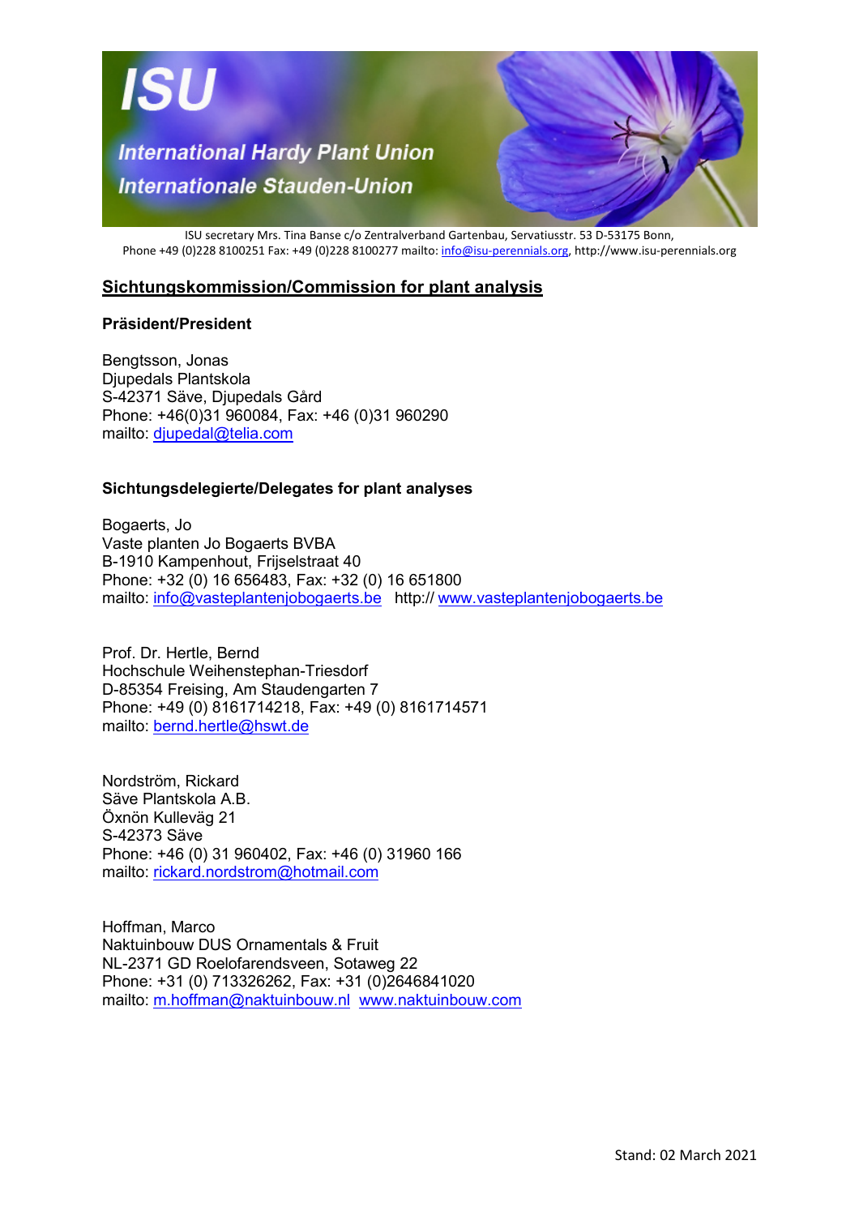# ISU

*International Hardy Plant Union*
*Internationale Stauden-Union*

ISU secretary Mrs. Tina Banse c/o Zentralverband Gartenbau, Servatiusstr. 53 D-53175 Bonn,
Phone +49 (0)228 8100251 Fax: +49 (0)228 8100277 mailto: info@isu-perennials.org, http://www.isu-perennials.org

## Sichtungskommission/Commission for plant analysis

### Präsident/President

Bengtsson, Jonas
Djupedals Plantskola
S-42371 Säve, Djupedals Gård
Phone: +46(0)31 960084, Fax: +46 (0)31 960290
mailto: djupedal@telia.com

### Sichtungsdelegierte/Delegates for plant analyses

Bogaerts, Jo
Vaste planten Jo Bogaerts BVBA
B-1910 Kampenhout, Frijselstraat 40
Phone: +32 (0) 16 656483, Fax: +32 (0) 16 651800
mailto: info@vasteplantenjobogaerts.be http:// www.vasteplantenjobogaerts.be

Prof. Dr. Hertle, Bernd
Hochschule Weihenstephan-Triesdorf
D-85354 Freising, Am Staudengarten 7
Phone: +49 (0) 8161714218, Fax: +49 (0) 8161714571
mailto: bernd.hertle@hswt.de

Nordström, Rickard
Säve Plantskola A.B.
Öxnön Kulleväg 21
S-42373 Säve
Phone: +46 (0) 31 960402, Fax: +46 (0) 31960 166
mailto: rickard.nordstrom@hotmail.com

Hoffman, Marco
Naktuinbouw DUS Ornamentals & Fruit
NL-2371 GD Roelofarendsveen, Sotaweg 22
Phone: +31 (0) 713326262, Fax: +31 (0)2646841020
mailto: m.hoffman@naktuinbouw.nl www.naktuinbouw.com

Stand: 02 March 2021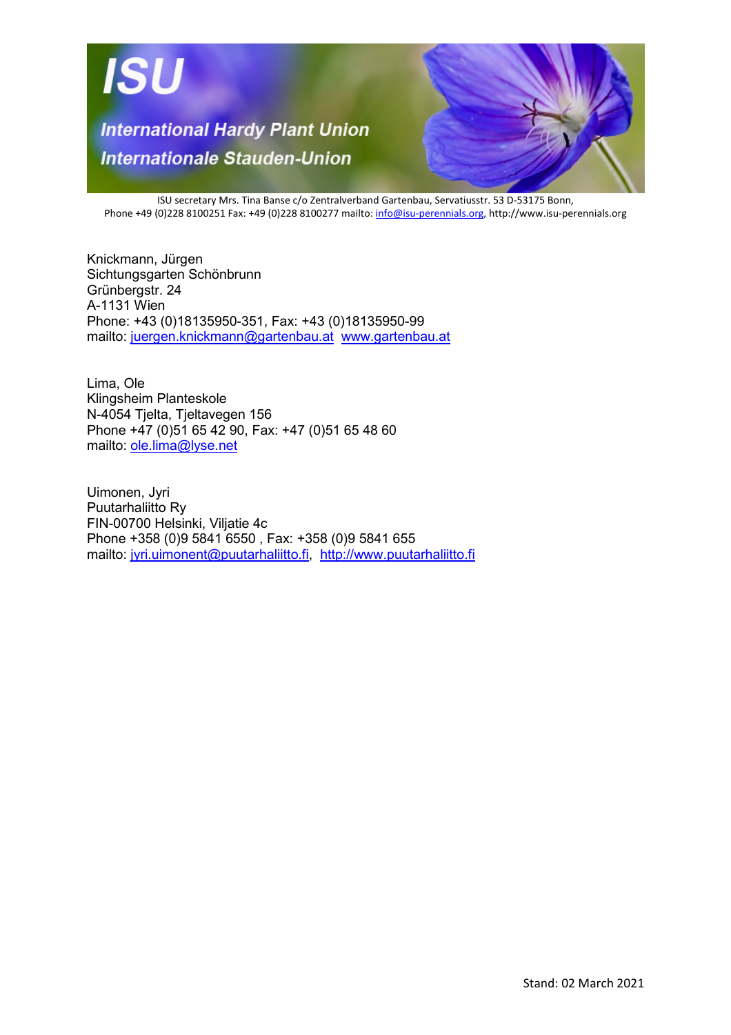Knickmann, Jürgen
Sichtungsgarten Schönbrunn
Grünbergstr. 24
A-1131 Wien
Phone: +43 (0)18135950-351, Fax: +43 (0)18135950-99
mailto: juergen.knickmann@gartenbau.at www.gartenbau.at

Lima, Ole
Klingsheim Planteskole
N-4054 Tjelta, Tjeltavegen 156
Phone +47 (0)51 65 42 90, Fax: +47 (0)51 65 48 60
mailto: ole.lima@lyse.net

Uimonen, Jyri
Puutarhaliitto Ry
FIN-00700 Helsinki, Viljatie 4c
Phone +358 (0)9 5841 6550 , Fax: +358 (0)9 5841 655
mailto: jyri.uimonent@puutarhaliitto.fi, http://www.puutarhaliitto.fi